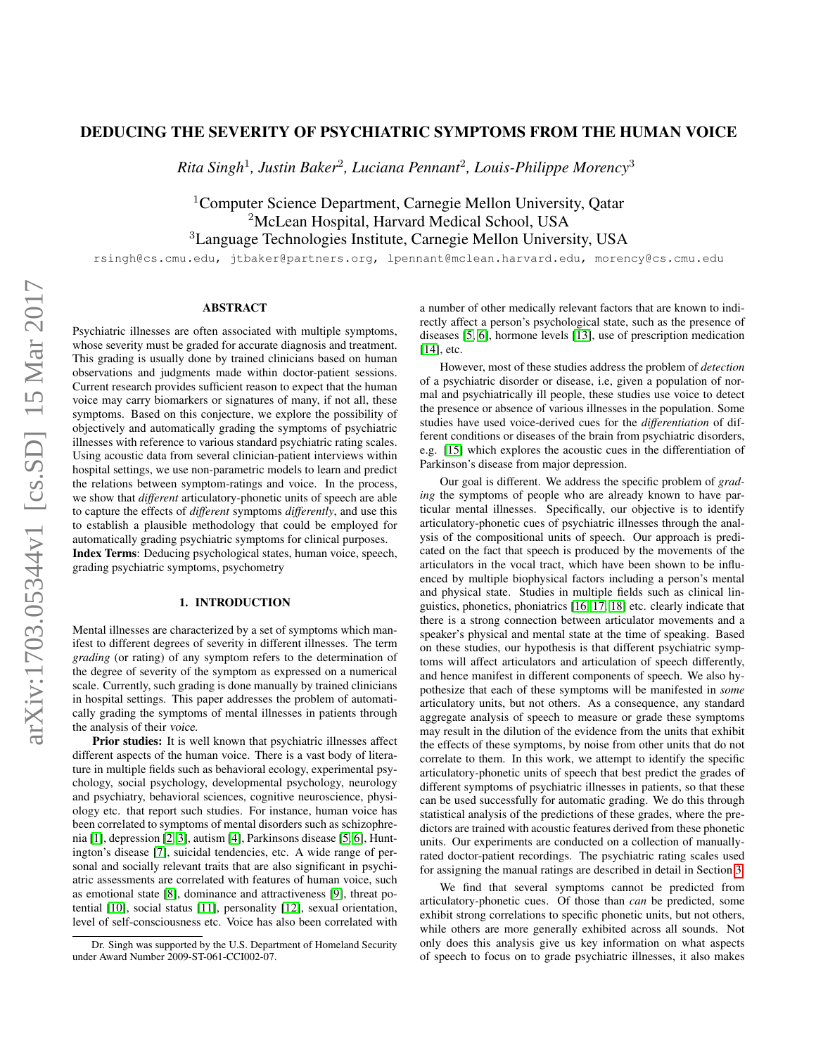# DEDUCING THE SEVERITY OF PSYCHIATRIC SYMPTOMS FROM THE HUMAN VOICE

*Rita Singh*[1], *Justin Baker*[2], *Luciana Pennant*[2], *Louis-Philippe Morency*[3]

[1]Computer Science Department, Carnegie Mellon University, Qatar
[2]McLean Hospital, Harvard Medical School, USA
[3]Language Technologies Institute, Carnegie Mellon University, USA

rsingh@cs.cmu.edu, jtbaker@partners.org, lpennant@mclean.harvard.edu, morency@cs.cmu.edu

## ABSTRACT

Psychiatric illnesses are often associated with multiple symptoms, whose severity must be graded for accurate diagnosis and treatment. This grading is usually done by trained clinicians based on human observations and judgments made within doctor-patient sessions. Current research provides sufficient reason to expect that the human voice may carry biomarkers or signatures of many, if not all, these symptoms. Based on this conjecture, we explore the possibility of objectively and automatically grading the symptoms of psychiatric illnesses with reference to various standard psychiatric rating scales. Using acoustic data from several clinician-patient interviews within hospital settings, we use non-parametric models to learn and predict the relations between symptom-ratings and voice. In the process, we show that *different* articulatory-phonetic units of speech are able to capture the effects of *different* symptoms *differently*, and use this to establish a plausible methodology that could be employed for automatically grading psychiatric symptoms for clinical purposes.

**Index Terms**: Deducing psychological states, human voice, speech, grading psychiatric symptoms, psychometry

## 1. INTRODUCTION

Mental illnesses are characterized by a set of symptoms which manifest to different degrees of severity in different illnesses. The term *grading* (or rating) of any symptom refers to the determination of the degree of severity of the symptom as expressed on a numerical scale. Currently, such grading is done manually by trained clinicians in hospital settings. This paper addresses the problem of automatically grading the symptoms of mental illnesses in patients through the analysis of their *voice*.

**Prior studies:** It is well known that psychiatric illnesses affect different aspects of the human voice. There is a vast body of literature in multiple fields such as behavioral ecology, experimental psychology, social psychology, developmental psychology, neurology and psychiatry, behavioral sciences, cognitive neuroscience, physiology etc. that report such studies. For instance, human voice has been correlated to symptoms of mental disorders such as schizophrenia [1], depression [2, 3], autism [4], Parkinsons disease [5, 6], Huntington's disease [7], suicidal tendencies, etc. A wide range of personal and socially relevant traits that are also significant in psychiatric assessments are correlated with features of human voice, such as emotional state [8], dominance and attractiveness [9], threat potential [10], social status [11], personality [12], sexual orientation, level of self-consciousness etc. Voice has also been correlated with a number of other medically relevant factors that are known to indirectly affect a person's psychological state, such as the presence of diseases [5, 6], hormone levels [13], use of prescription medication [14], etc.

However, most of these studies address the problem of *detection* of a psychiatric disorder or disease, i.e, given a population of normal and psychiatrically ill people, these studies use voice to detect the presence or absence of various illnesses in the population. Some studies have used voice-derived cues for the *differentiation* of different conditions or diseases of the brain from psychiatric disorders, e.g. [15] which explores the acoustic cues in the differentiation of Parkinson's disease from major depression.

Our goal is different. We address the specific problem of *grading* the symptoms of people who are already known to have particular mental illnesses. Specifically, our objective is to identify articulatory-phonetic cues of psychiatric illnesses through the analysis of the compositional units of speech. Our approach is predicated on the fact that speech is produced by the movements of the articulators in the vocal tract, which have been shown to be influenced by multiple biophysical factors including a person's mental and physical state. Studies in multiple fields such as clinical linguistics, phonetics, phoniatrics [16, 17, 18] etc. clearly indicate that there is a strong connection between articulator movements and a speaker's physical and mental state at the time of speaking. Based on these studies, our hypothesis is that different psychiatric symptoms will affect articulators and articulation of speech differently, and hence manifest in different components of speech. We also hypothesize that each of these symptoms will be manifested in *some* articulatory units, but not others. As a consequence, any standard aggregate analysis of speech to measure or grade these symptoms may result in the dilution of the evidence from the units that exhibit the effects of these symptoms, by noise from other units that do not correlate to them. In this work, we attempt to identify the specific articulatory-phonetic units of speech that best predict the grades of different symptoms of psychiatric illnesses in patients, so that these can be used successfully for automatic grading. We do this through statistical analysis of the predictions of these grades, where the predictors are trained with acoustic features derived from these phonetic units. Our experiments are conducted on a collection of manually-rated doctor-patient recordings. The psychiatric rating scales used for assigning the manual ratings are described in detail in Section 3.

We find that several symptoms cannot be predicted from articulatory-phonetic cues. Of those than *can* be predicted, some exhibit strong correlations to specific phonetic units, but not others, while others are more generally exhibited across all sounds. Not only does this analysis give us key information on what aspects of speech to focus on to grade psychiatric illnesses, it also makes

Dr. Singh was supported by the U.S. Department of Homeland Security under Award Number 2009-ST-061-CCI002-07.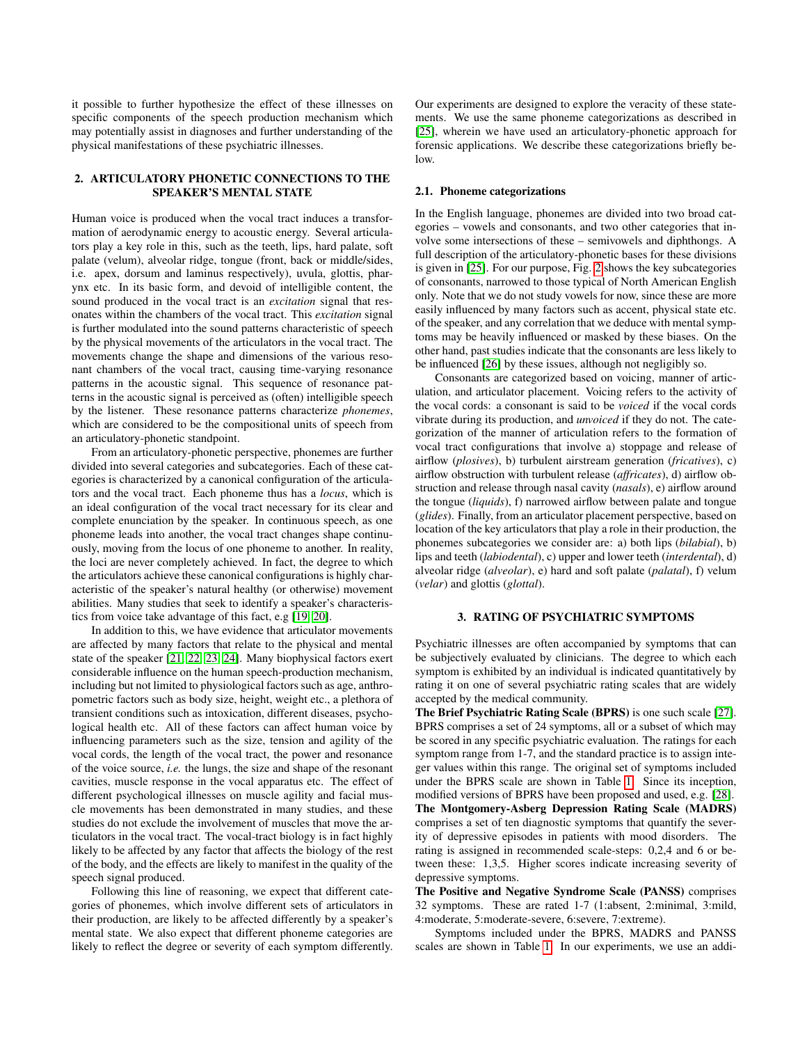it possible to further hypothesize the effect of these illnesses on specific components of the speech production mechanism which may potentially assist in diagnoses and further understanding of the physical manifestations of these psychiatric illnesses.

## 2. ARTICULATORY PHONETIC CONNECTIONS TO THE SPEAKER'S MENTAL STATE

Human voice is produced when the vocal tract induces a transformation of aerodynamic energy to acoustic energy. Several articulators play a key role in this, such as the teeth, lips, hard palate, soft palate (velum), alveolar ridge, tongue (front, back or middle/sides, i.e. apex, dorsum and laminus respectively), uvula, glottis, pharynx etc. In its basic form, and devoid of intelligible content, the sound produced in the vocal tract is an *excitation* signal that resonates within the chambers of the vocal tract. This *excitation* signal is further modulated into the sound patterns characteristic of speech by the physical movements of the articulators in the vocal tract. The movements change the shape and dimensions of the various resonant chambers of the vocal tract, causing time-varying resonance patterns in the acoustic signal. This sequence of resonance patterns in the acoustic signal is perceived as (often) intelligible speech by the listener. These resonance patterns characterize *phonemes*, which are considered to be the compositional units of speech from an articulatory-phonetic standpoint.

From an articulatory-phonetic perspective, phonemes are further divided into several categories and subcategories. Each of these categories is characterized by a canonical configuration of the articulators and the vocal tract. Each phoneme thus has a *locus*, which is an ideal configuration of the vocal tract necessary for its clear and complete enunciation by the speaker. In continuous speech, as one phoneme leads into another, the vocal tract changes shape continuously, moving from the locus of one phoneme to another. In reality, the loci are never completely achieved. In fact, the degree to which the articulators achieve these canonical configurations is highly characteristic of the speaker's natural healthy (or otherwise) movement abilities. Many studies that seek to identify a speaker's characteristics from voice take advantage of this fact, e.g [19, 20].

In addition to this, we have evidence that articulator movements are affected by many factors that relate to the physical and mental state of the speaker [21, 22, 23, 24]. Many biophysical factors exert considerable influence on the human speech-production mechanism, including but not limited to physiological factors such as age, anthropometric factors such as body size, height, weight etc., a plethora of transient conditions such as intoxication, different diseases, psychological health etc. All of these factors can affect human voice by influencing parameters such as the size, tension and agility of the vocal cords, the length of the vocal tract, the power and resonance of the voice source, *i.e.* the lungs, the size and shape of the resonant cavities, muscle response in the vocal apparatus etc. The effect of different psychological illnesses on muscle agility and facial muscle movements has been demonstrated in many studies, and these studies do not exclude the involvement of muscles that move the articulators in the vocal tract. The vocal-tract biology is in fact highly likely to be affected by any factor that affects the biology of the rest of the body, and the effects are likely to manifest in the quality of the speech signal produced.

Following this line of reasoning, we expect that different categories of phonemes, which involve different sets of articulators in their production, are likely to be affected differently by a speaker's mental state. We also expect that different phoneme categories are likely to reflect the degree or severity of each symptom differently. Our experiments are designed to explore the veracity of these statements. We use the same phoneme categorizations as described in [25], wherein we have used an articulatory-phonetic approach for forensic applications. We describe these categorizations briefly below.

### 2.1. Phoneme categorizations

In the English language, phonemes are divided into two broad categories – vowels and consonants, and two other categories that involve some intersections of these – semivowels and diphthongs. A full description of the articulatory-phonetic bases for these divisions is given in [25]. For our purpose, Fig. 2 shows the key subcategories of consonants, narrowed to those typical of North American English only. Note that we do not study vowels for now, since these are more easily influenced by many factors such as accent, physical state etc. of the speaker, and any correlation that we deduce with mental symptoms may be heavily influenced or masked by these biases. On the other hand, past studies indicate that the consonants are less likely to be influenced [26] by these issues, although not negligibly so.

Consonants are categorized based on voicing, manner of articulation, and articulator placement. Voicing refers to the activity of the vocal cords: a consonant is said to be *voiced* if the vocal cords vibrate during its production, and *unvoiced* if they do not. The categorization of the manner of articulation refers to the formation of vocal tract configurations that involve a) stoppage and release of airflow (*plosives*), b) turbulent airstream generation (*fricatives*), c) airflow obstruction with turbulent release (*affricates*), d) airflow obstruction and release through nasal cavity (*nasals*), e) airflow around the tongue (*liquids*), f) narrowed airflow between palate and tongue (*glides*). Finally, from an articulator placement perspective, based on location of the key articulators that play a role in their production, the phonemes subcategories we consider are: a) both lips (*bilabial*), b) lips and teeth (*labiodental*), c) upper and lower teeth (*interdental*), d) alveolar ridge (*alveolar*), e) hard and soft palate (*palatal*), f) velum (*velar*) and glottis (*glottal*).

## 3. RATING OF PSYCHIATRIC SYMPTOMS

Psychiatric illnesses are often accompanied by symptoms that can be subjectively evaluated by clinicians. The degree to which each symptom is exhibited by an individual is indicated quantitatively by rating it on one of several psychiatric rating scales that are widely accepted by the medical community.

**The Brief Psychiatric Rating Scale (BPRS)** is one such scale [27]. BPRS comprises a set of 24 symptoms, all or a subset of which may be scored in any specific psychiatric evaluation. The ratings for each symptom range from 1-7, and the standard practice is to assign integer values within this range. The original set of symptoms included under the BPRS scale are shown in Table 1. Since its inception, modified versions of BPRS have been proposed and used, e.g. [28].

**The Montgomery-Asberg Depression Rating Scale (MADRS)** comprises a set of ten diagnostic symptoms that quantify the severity of depressive episodes in patients with mood disorders. The rating is assigned in recommended scale-steps: 0,2,4 and 6 or between these: 1,3,5. Higher scores indicate increasing severity of depressive symptoms.

**The Positive and Negative Syndrome Scale (PANSS)** comprises 32 symptoms. These are rated 1-7 (1:absent, 2:minimal, 3:mild, 4:moderate, 5:moderate-severe, 6:severe, 7:extreme).

Symptoms included under the BPRS, MADRS and PANSS scales are shown in Table 1. In our experiments, we use an addi-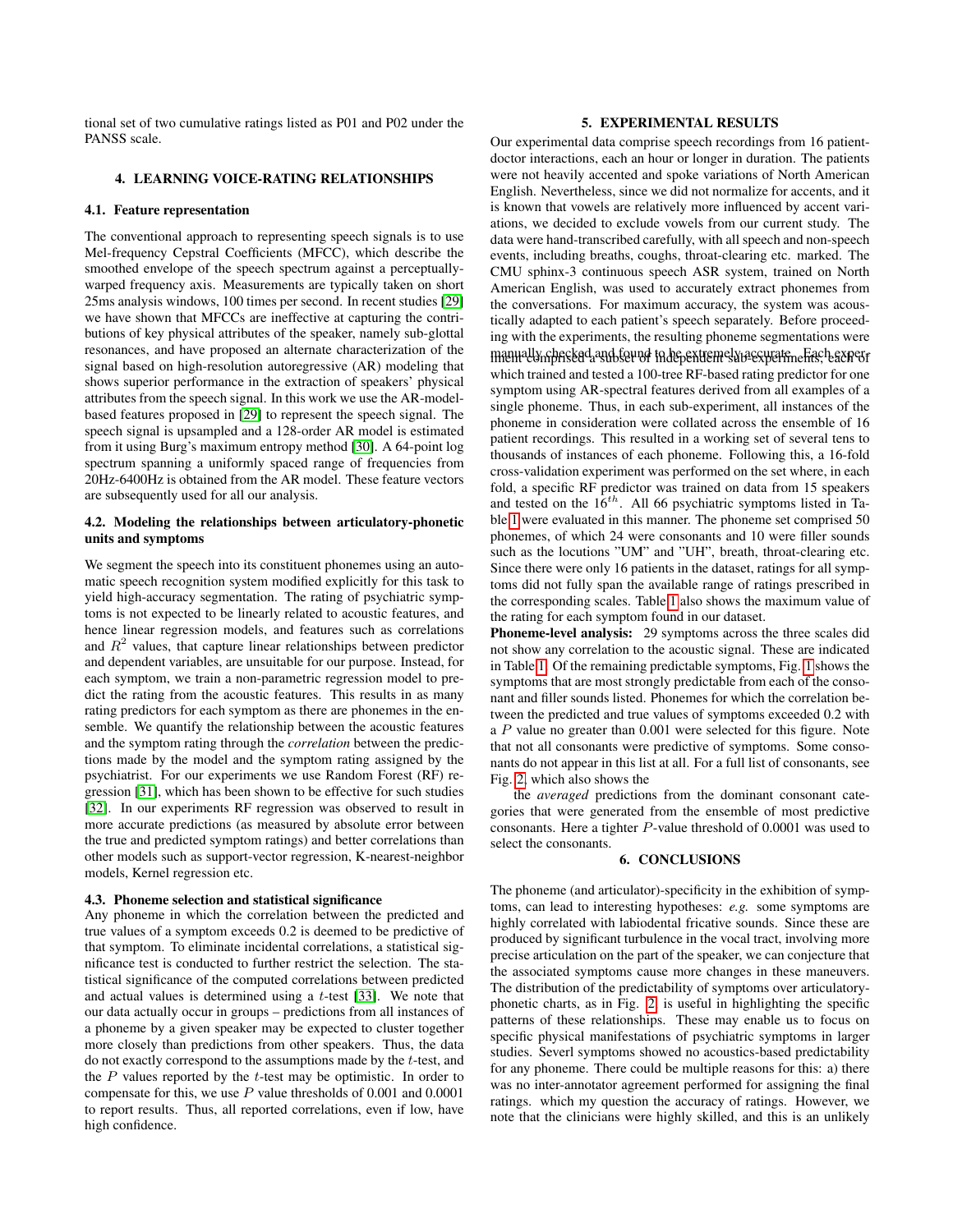tional set of two cumulative ratings listed as P01 and P02 under the PANSS scale.

## 4. LEARNING VOICE-RATING RELATIONSHIPS

### 4.1. Feature representation

The conventional approach to representing speech signals is to use Mel-frequency Cepstral Coefficients (MFCC), which describe the smoothed envelope of the speech spectrum against a perceptually-warped frequency axis. Measurements are typically taken on short 25ms analysis windows, 100 times per second. In recent studies [29] we have shown that MFCCs are ineffective at capturing the contributions of key physical attributes of the speaker, namely sub-glottal resonances, and have proposed an alternate characterization of the signal based on high-resolution autoregressive (AR) modeling that shows superior performance in the extraction of speakers' physical attributes from the speech signal. In this work we use the AR-model-based features proposed in [29] to represent the speech signal. The speech signal is upsampled and a 128-order AR model is estimated from it using Burg's maximum entropy method [30]. A 64-point log spectrum spanning a uniformly spaced range of frequencies from 20Hz-6400Hz is obtained from the AR model. These feature vectors are subsequently used for all our analysis.

### 4.2. Modeling the relationships between articulatory-phonetic units and symptoms

We segment the speech into its constituent phonemes using an automatic speech recognition system modified explicitly for this task to yield high-accuracy segmentation. The rating of psychiatric symptoms is not expected to be linearly related to acoustic features, and hence linear regression models, and features such as correlations and $R^2$ values, that capture linear relationships between predictor and dependent variables, are unsuitable for our purpose. Instead, for each symptom, we train a non-parametric regression model to predict the rating from the acoustic features. This results in as many rating predictors for each symptom as there are phonemes in the ensemble. We quantify the relationship between the acoustic features and the symptom rating through the *correlation* between the predictions made by the model and the symptom rating assigned by the psychiatrist. For our experiments we use Random Forest (RF) regression [31], which has been shown to be effective for such studies [32]. In our experiments RF regression was observed to result in more accurate predictions (as measured by absolute error between the true and predicted symptom ratings) and better correlations than other models such as support-vector regression, K-nearest-neighbor models, Kernel regression etc.

### 4.3. Phoneme selection and statistical significance

Any phoneme in which the correlation between the predicted and true values of a symptom exceeds 0.2 is deemed to be predictive of that symptom. To eliminate incidental correlations, a statistical significance test is conducted to further restrict the selection. The statistical significance of the computed correlations between predicted and actual values is determined using a $t$-test [33]. We note that our data actually occur in groups – predictions from all instances of a phoneme by a given speaker may be expected to cluster together more closely than predictions from other speakers. Thus, the data do not exactly correspond to the assumptions made by the $t$-test, and the $P$ values reported by the $t$-test may be optimistic. In order to compensate for this, we use $P$ value thresholds of 0.001 and 0.0001 to report results. Thus, all reported correlations, even if low, have high confidence.

## 5. EXPERIMENTAL RESULTS

Our experimental data comprise speech recordings from 16 patient-doctor interactions, each an hour or longer in duration. The patients were not heavily accented and spoke variations of North American English. Nevertheless, since we did not normalize for accents, and it is known that vowels are relatively more influenced by accent variations, we decided to exclude vowels from our current study. The data were hand-transcribed carefully, with all speech and non-speech events, including breaths, coughs, throat-clearing etc. marked. The CMU sphinx-3 continuous speech ASR system, trained on North American English, was used to accurately extract phonemes from the conversations. For maximum accuracy, the system was acoustically adapted to each patient's speech separately. Before proceeding with the experiments, the resulting phoneme segmentations were manually checked and found to be extremely accurate. Each experiment comprised a subset of independent sub-experiments, each of which trained and tested a 100-tree RF-based rating predictor for one symptom using AR-spectral features derived from all examples of a single phoneme. Thus, in each sub-experiment, all instances of the phoneme in consideration were collated across the ensemble of 16 patient recordings. This resulted in a working set of several tens to thousands of instances of each phoneme. Following this, a 16-fold cross-validation experiment was performed on the set where, in each fold, a specific RF predictor was trained on data from 15 speakers and tested on the $16^{th}$. All 66 psychiatric symptoms listed in Table 1 were evaluated in this manner. The phoneme set comprised 50 phonemes, of which 24 were consonants and 10 were filler sounds such as the locutions "UM" and "UH", breath, throat-clearing etc. Since there were only 16 patients in the dataset, ratings for all symptoms did not fully span the available range of ratings prescribed in the corresponding scales. Table 1 also shows the maximum value of the rating for each symptom found in our dataset.

**Phoneme-level analysis:** 29 symptoms across the three scales did not show any correlation to the acoustic signal. These are indicated in Table 1. Of the remaining predictable symptoms, Fig. 1 shows the symptoms that are most strongly predictable from each of the consonant and filler sounds listed. Phonemes for which the correlation between the predicted and true values of symptoms exceeded 0.2 with a $P$ value no greater than 0.001 were selected for this figure. Note that not all consonants were predictive of symptoms. Some consonants do not appear in this list at all. For a full list of consonants, see Fig. 2, which also shows the

the *averaged* predictions from the dominant consonant categories that were generated from the ensemble of most predictive consonants. Here a tighter $P$-value threshold of 0.0001 was used to select the consonants.

## 6. CONCLUSIONS

The phoneme (and articulator)-specificity in the exhibition of symptoms, can lead to interesting hypotheses: *e.g.* some symptoms are highly correlated with labiodental fricative sounds. Since these are produced by significant turbulence in the vocal tract, involving more precise articulation on the part of the speaker, we can conjecture that the associated symptoms cause more changes in these maneuvers. The distribution of the predictability of symptoms over articulatory-phonetic charts, as in Fig. 2, is useful in highlighting the specific patterns of these relationships. These may enable us to focus on specific physical manifestations of psychiatric symptoms in larger studies. Severl symptoms showed no acoustics-based predictability for any phoneme. There could be multiple reasons for this: a) there was no inter-annotator agreement performed for assigning the final ratings. which my question the accuracy of ratings. However, we note that the clinicians were highly skilled, and this is an unlikely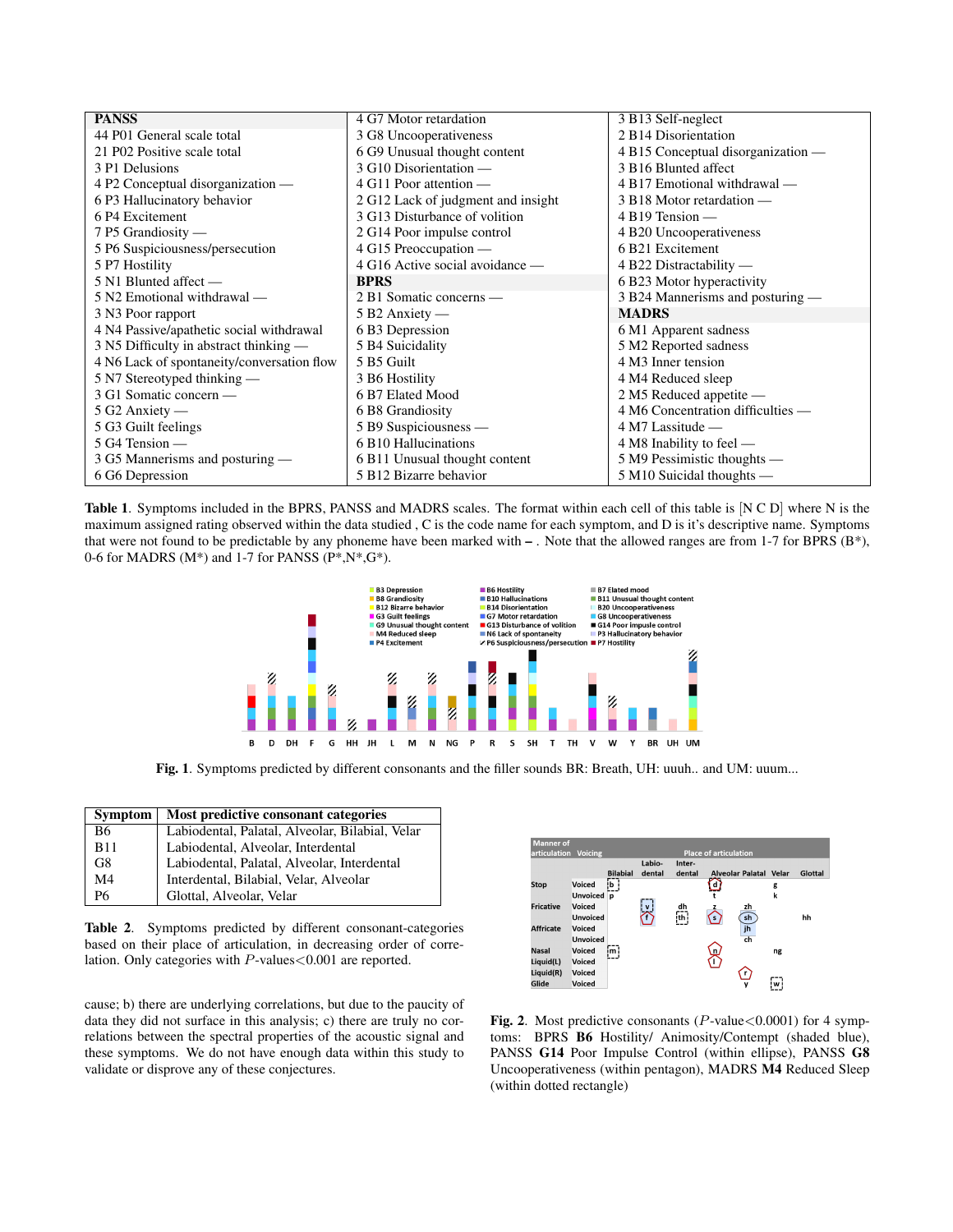| PANSS | 4 G7 Motor retardation | 3 B13 Self-neglect |
|---|---|---|
| 44 P01 General scale total | 3 G8 Uncooperativeness | 2 B14 Disorientation |
| 21 P02 Positive scale total | 6 G9 Unusual thought content | 4 B15 Conceptual disorganization — |
| 3 P1 Delusions | 3 G10 Disorientation — | 3 B16 Blunted affect |
| 4 P2 Conceptual disorganization — | 4 G11 Poor attention — | 4 B17 Emotional withdrawal — |
| 6 P3 Hallucinatory behavior | 2 G12 Lack of judgment and insight | 3 B18 Motor retardation — |
| 6 P4 Excitement | 3 G13 Disturbance of volition | 4 B19 Tension — |
| 7 P5 Grandiosity — | 2 G14 Poor impulse control | 4 B20 Uncooperativeness |
| 5 P6 Suspiciousness/persecution | 4 G15 Preoccupation — | 6 B21 Excitement |
| 5 P7 Hostility | 4 G16 Active social avoidance — | 4 B22 Distractability — |
| 5 N1 Blunted affect — | **BPRS** | 6 B23 Motor hyperactivity |
| 5 N2 Emotional withdrawal — | 2 B1 Somatic concerns — | 3 B24 Mannerisms and posturing — |
| 3 N3 Poor rapport | 5 B2 Anxiety — | **MADRS** |
| 4 N4 Passive/apathetic social withdrawal | 6 B3 Depression | 6 M1 Apparent sadness |
| 3 N5 Difficulty in abstract thinking — | 5 B4 Suicidality | 5 M2 Reported sadness |
| 4 N6 Lack of spontaneity/conversation flow | 5 B5 Guilt | 4 M3 Inner tension |
| 5 N7 Stereotyped thinking — | 3 B6 Hostility | 4 M4 Reduced sleep |
| 3 G1 Somatic concern — | 6 B7 Elated Mood | 2 M5 Reduced appetite — |
| 5 G2 Anxiety — | 6 B8 Grandiosity | 4 M6 Concentration difficulties — |
| 5 G3 Guilt feelings | 5 B9 Suspiciousness — | 4 M7 Lassitude — |
| 5 G4 Tension — | 6 B10 Hallucinations | 4 M8 Inability to feel — |
| 3 G5 Mannerisms and posturing — | 6 B11 Unusual thought content | 5 M9 Pessimistic thoughts — |
| 6 G6 Depression | 5 B12 Bizarre behavior | 5 M10 Suicidal thoughts — |

**Table 1**. Symptoms included in the BPRS, PANSS and MADRS scales. The format within each cell of this table is [N C D] where N is the maximum assigned rating observed within the data studied , C is the code name for each symptom, and D is it's descriptive name. Symptoms that were not found to be predictable by any phoneme have been marked with **–** . Note that the allowed ranges are from 1-7 for BPRS (B\*), 0-6 for MADRS (M\*) and 1-7 for PANSS (P\*,N\*,G\*).

**Fig. 1**. Symptoms predicted by different consonants and the filler sounds BR: Breath, UH: uuuh.. and UM: uuum...

| Symptom | Most predictive consonant categories |
|---|---|
| B6 | Labiodental, Palatal, Alveolar, Bilabial, Velar |
| B11 | Labiodental, Alveolar, Interdental |
| G8 | Labiodental, Palatal, Alveolar, Interdental |
| M4 | Interdental, Bilabial, Velar, Alveolar |
| P6 | Glottal, Alveolar, Velar |

**Table 2**. Symptoms predicted by different consonant-categories based on their place of articulation, in decreasing order of correlation. Only categories with $P$-values<0.001 are reported.

cause; b) there are underlying correlations, but due to the paucity of data they did not surface in this analysis; c) there are truly no correlations between the spectral properties of the acoustic signal and these symptoms. We do not have enough data within this study to validate or disprove any of these conjectures.

**Fig. 2**. Most predictive consonants ($P$-value<0.0001) for 4 symptoms: BPRS **B6** Hostility/ Animosity/Contempt (shaded blue), PANSS **G14** Poor Impulse Control (within ellipse), PANSS **G8** Uncooperativeness (within pentagon), MADRS **M4** Reduced Sleep (within dotted rectangle)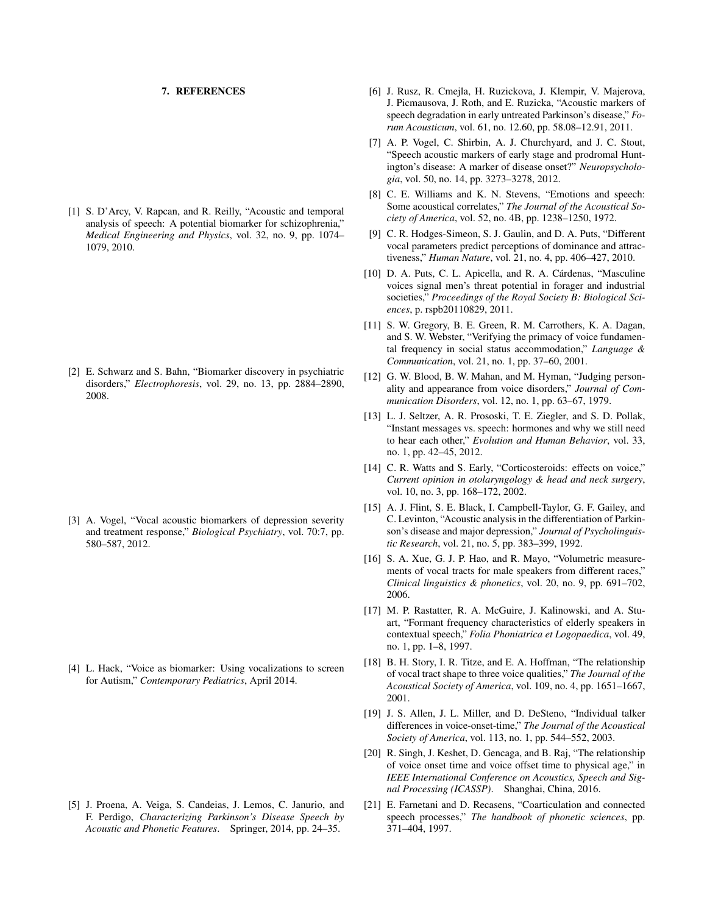## 7. REFERENCES

[1] S. D'Arcy, V. Rapcan, and R. Reilly, "Acoustic and temporal analysis of speech: A potential biomarker for schizophrenia," *Medical Engineering and Physics*, vol. 32, no. 9, pp. 1074–1079, 2010.

[2] E. Schwarz and S. Bahn, "Biomarker discovery in psychiatric disorders," *Electrophoresis*, vol. 29, no. 13, pp. 2884–2890, 2008.

[3] A. Vogel, "Vocal acoustic biomarkers of depression severity and treatment response," *Biological Psychiatry*, vol. 70:7, pp. 580–587, 2012.

[4] L. Hack, "Voice as biomarker: Using vocalizations to screen for Autism," *Contemporary Pediatrics*, April 2014.

[5] J. Proena, A. Veiga, S. Candeias, J. Lemos, C. Janurio, and F. Perdigo, *Characterizing Parkinson's Disease Speech by Acoustic and Phonetic Features*. Springer, 2014, pp. 24–35.

[6] J. Rusz, R. Cmejla, H. Ruzickova, J. Klempir, V. Majerova, J. Picmausova, J. Roth, and E. Ruzicka, "Acoustic markers of speech degradation in early untreated Parkinson's disease," *Forum Acousticum*, vol. 61, no. 12.60, pp. 58.08–12.91, 2011.

[7] A. P. Vogel, C. Shirbin, A. J. Churchyard, and J. C. Stout, "Speech acoustic markers of early stage and prodromal Huntington's disease: A marker of disease onset?" *Neuropsychologia*, vol. 50, no. 14, pp. 3273–3278, 2012.

[8] C. E. Williams and K. N. Stevens, "Emotions and speech: Some acoustical correlates," *The Journal of the Acoustical Society of America*, vol. 52, no. 4B, pp. 1238–1250, 1972.

[9] C. R. Hodges-Simeon, S. J. Gaulin, and D. A. Puts, "Different vocal parameters predict perceptions of dominance and attractiveness," *Human Nature*, vol. 21, no. 4, pp. 406–427, 2010.

[10] D. A. Puts, C. L. Apicella, and R. A. Cárdenas, "Masculine voices signal men's threat potential in forager and industrial societies," *Proceedings of the Royal Society B: Biological Sciences*, p. rspb20110829, 2011.

[11] S. W. Gregory, B. E. Green, R. M. Carrothers, K. A. Dagan, and S. W. Webster, "Verifying the primacy of voice fundamental frequency in social status accommodation," *Language & Communication*, vol. 21, no. 1, pp. 37–60, 2001.

[12] G. W. Blood, B. W. Mahan, and M. Hyman, "Judging personality and appearance from voice disorders," *Journal of Communication Disorders*, vol. 12, no. 1, pp. 63–67, 1979.

[13] L. J. Seltzer, A. R. Prososki, T. E. Ziegler, and S. D. Pollak, "Instant messages vs. speech: hormones and why we still need to hear each other," *Evolution and Human Behavior*, vol. 33, no. 1, pp. 42–45, 2012.

[14] C. R. Watts and S. Early, "Corticosteroids: effects on voice," *Current opinion in otolaryngology & head and neck surgery*, vol. 10, no. 3, pp. 168–172, 2002.

[15] A. J. Flint, S. E. Black, I. Campbell-Taylor, G. F. Gailey, and C. Levinton, "Acoustic analysis in the differentiation of Parkinson's disease and major depression," *Journal of Psycholinguistic Research*, vol. 21, no. 5, pp. 383–399, 1992.

[16] S. A. Xue, G. J. P. Hao, and R. Mayo, "Volumetric measurements of vocal tracts for male speakers from different races," *Clinical linguistics & phonetics*, vol. 20, no. 9, pp. 691–702, 2006.

[17] M. P. Rastatter, R. A. McGuire, J. Kalinowski, and A. Stuart, "Formant frequency characteristics of elderly speakers in contextual speech," *Folia Phoniatrica et Logopaedica*, vol. 49, no. 1, pp. 1–8, 1997.

[18] B. H. Story, I. R. Titze, and E. A. Hoffman, "The relationship of vocal tract shape to three voice qualities," *The Journal of the Acoustical Society of America*, vol. 109, no. 4, pp. 1651–1667, 2001.

[19] J. S. Allen, J. L. Miller, and D. DeSteno, "Individual talker differences in voice-onset-time," *The Journal of the Acoustical Society of America*, vol. 113, no. 1, pp. 544–552, 2003.

[20] R. Singh, J. Keshet, D. Gencaga, and B. Raj, "The relationship of voice onset time and voice offset time to physical age," in *IEEE International Conference on Acoustics, Speech and Signal Processing (ICASSP)*. Shanghai, China, 2016.

[21] E. Farnetani and D. Recasens, "Coarticulation and connected speech processes," *The handbook of phonetic sciences*, pp. 371–404, 1997.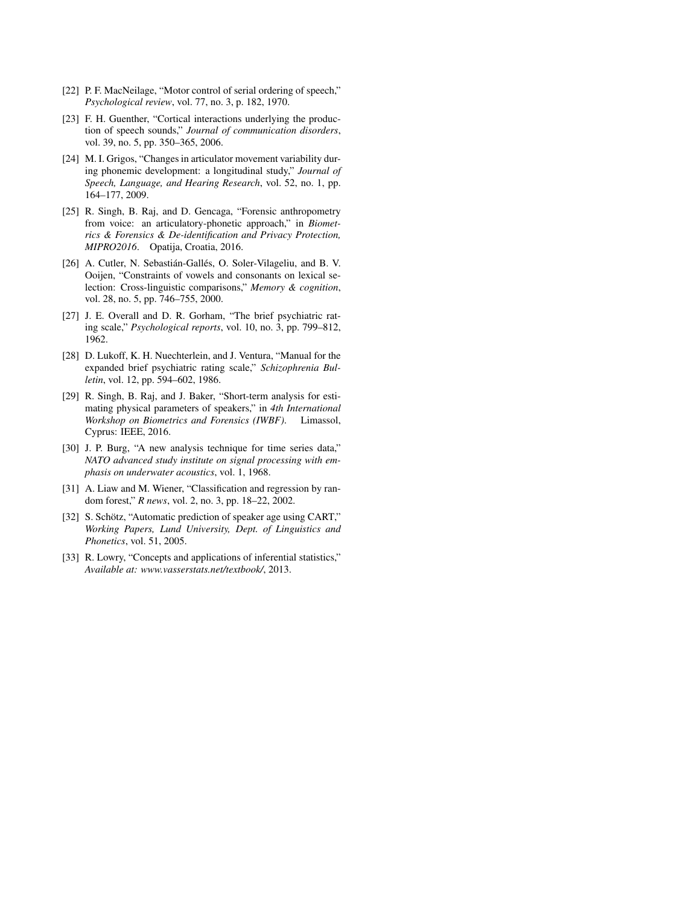[22] P. F. MacNeilage, "Motor control of serial ordering of speech," *Psychological review*, vol. 77, no. 3, p. 182, 1970.

[23] F. H. Guenther, "Cortical interactions underlying the production of speech sounds," *Journal of communication disorders*, vol. 39, no. 5, pp. 350–365, 2006.

[24] M. I. Grigos, "Changes in articulator movement variability during phonemic development: a longitudinal study," *Journal of Speech, Language, and Hearing Research*, vol. 52, no. 1, pp. 164–177, 2009.

[25] R. Singh, B. Raj, and D. Gencaga, "Forensic anthropometry from voice: an articulatory-phonetic approach," in *Biometrics & Forensics & De-identification and Privacy Protection, MIPRO2016*. Opatija, Croatia, 2016.

[26] A. Cutler, N. Sebastián-Gallés, O. Soler-Vilageliu, and B. V. Ooijen, "Constraints of vowels and consonants on lexical selection: Cross-linguistic comparisons," *Memory & cognition*, vol. 28, no. 5, pp. 746–755, 2000.

[27] J. E. Overall and D. R. Gorham, "The brief psychiatric rating scale," *Psychological reports*, vol. 10, no. 3, pp. 799–812, 1962.

[28] D. Lukoff, K. H. Nuechterlein, and J. Ventura, "Manual for the expanded brief psychiatric rating scale," *Schizophrenia Bulletin*, vol. 12, pp. 594–602, 1986.

[29] R. Singh, B. Raj, and J. Baker, "Short-term analysis for estimating physical parameters of speakers," in *4th International Workshop on Biometrics and Forensics (IWBF)*. Limassol, Cyprus: IEEE, 2016.

[30] J. P. Burg, "A new analysis technique for time series data," *NATO advanced study institute on signal processing with emphasis on underwater acoustics*, vol. 1, 1968.

[31] A. Liaw and M. Wiener, "Classification and regression by random forest," *R news*, vol. 2, no. 3, pp. 18–22, 2002.

[32] S. Schötz, "Automatic prediction of speaker age using CART," *Working Papers, Lund University, Dept. of Linguistics and Phonetics*, vol. 51, 2005.

[33] R. Lowry, "Concepts and applications of inferential statistics," *Available at: www.vasserstats.net/textbook/*, 2013.